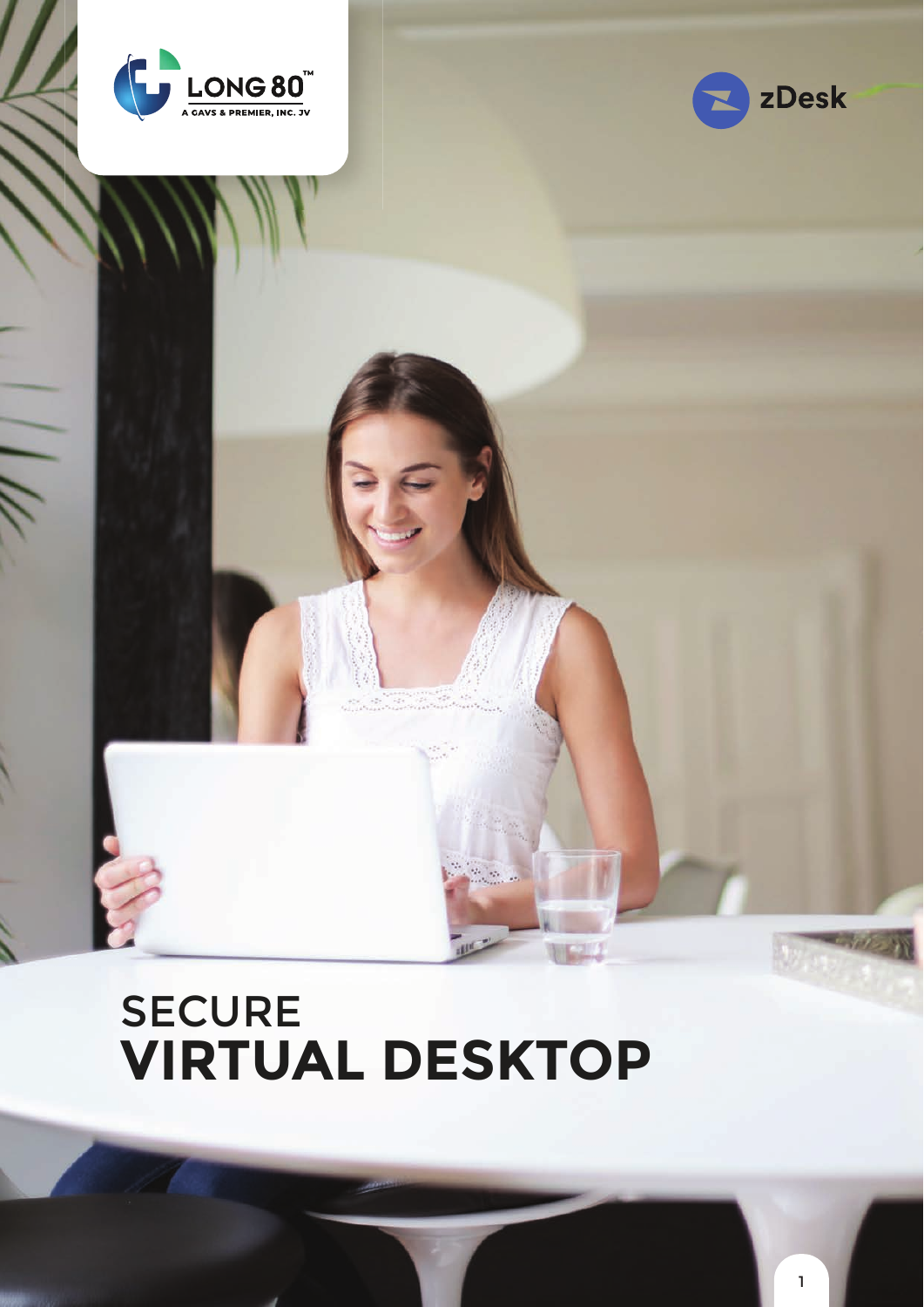LONG 80™
A GAVS & PREMIER, INC. JV

zDesk

# SECURE
# VIRTUAL DESKTOP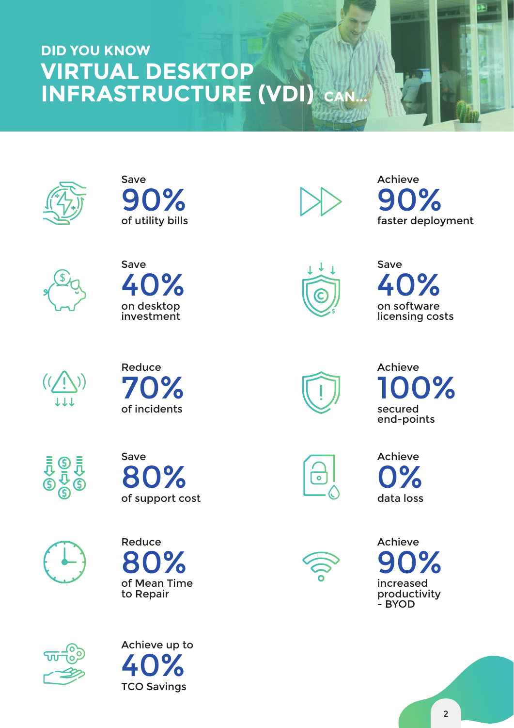## DID YOU KNOW

# VIRTUAL DESKTOP INFRASTRUCTURE (VDI) CAN...

Save
**90%**
of utility bills

Achieve
**90%**
faster deployment

Save
**40%**
on desktop investment

Save
**40%**
on software licensing costs

Reduce
**70%**
of incidents

Achieve
**100%**
secured end-points

Save
**80%**
of support cost

Achieve
**0%**
data loss

Reduce
**80%**
of Mean Time to Repair

Achieve
**90%**
increased productivity - BYOD

Achieve up to
**40%**
TCO Savings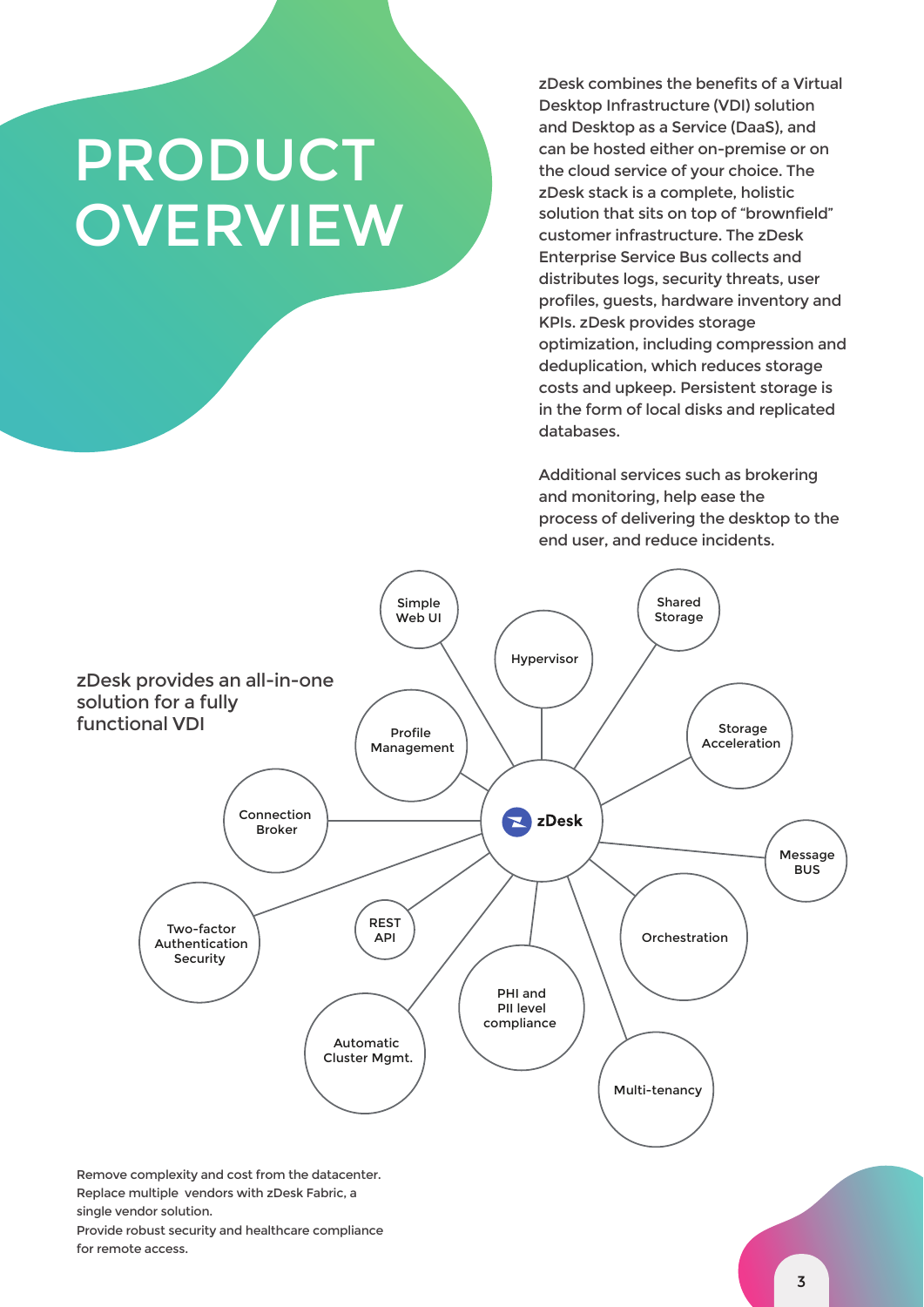# PRODUCT OVERVIEW

zDesk combines the benefits of a Virtual Desktop Infrastructure (VDI) solution and Desktop as a Service (DaaS), and can be hosted either on-premise or on the cloud service of your choice. The zDesk stack is a complete, holistic solution that sits on top of "brownfield" customer infrastructure. The zDesk Enterprise Service Bus collects and distributes logs, security threats, user profiles, guests, hardware inventory and KPIs. zDesk provides storage optimization, including compression and deduplication, which reduces storage costs and upkeep. Persistent storage is in the form of local disks and replicated databases.

Additional services such as brokering and monitoring, help ease the process of delivering the desktop to the end user, and reduce incidents.

zDesk provides an all-in-one solution for a fully functional VDI

zDesk

- Simple Web UI
- Hypervisor
- Shared Storage
- Storage Acceleration
- Message BUS
- Orchestration
- Multi-tenancy
- PHI and PII level compliance
- Automatic Cluster Mgmt.
- REST API
- Two-factor Authentication Security
- Connection Broker
- Profile Management

Remove complexity and cost from the datacenter.
Replace multiple vendors with zDesk Fabric, a single vendor solution.
Provide robust security and healthcare compliance for remote access.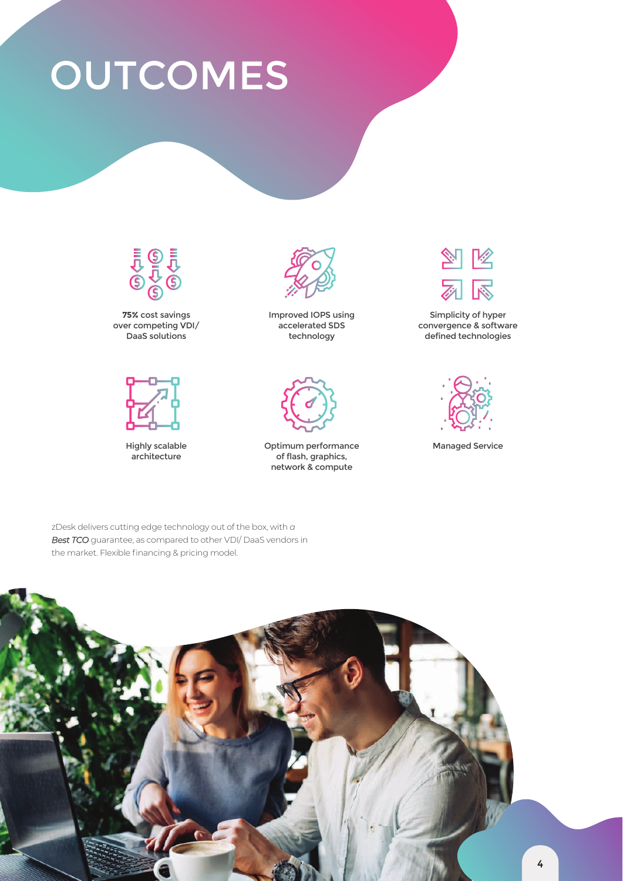# OUTCOMES

- **75%** cost savings over competing VDI/ DaaS solutions
- Improved IOPS using accelerated SDS technology
- Simplicity of hyper convergence & software defined technologies
- Highly scalable architecture
- Optimum performance of flash, graphics, network & compute
- Managed Service

zDesk delivers cutting edge technology out of the box, with *a Best TCO* guarantee, as compared to other VDI/ DaaS vendors in the market. Flexible financing & pricing model.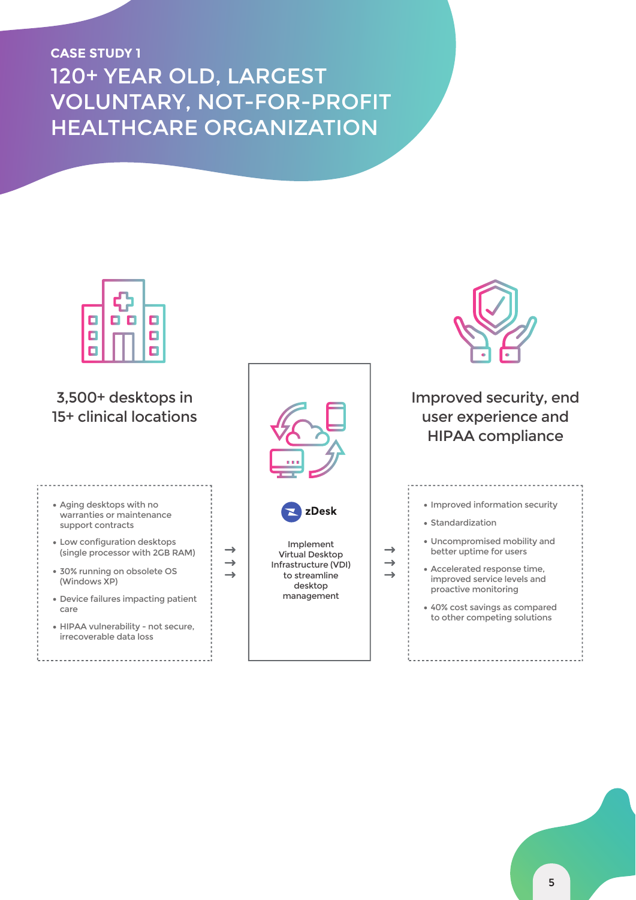CASE STUDY 1

# 120+ YEAR OLD, LARGEST VOLUNTARY, NOT-FOR-PROFIT HEALTHCARE ORGANIZATION

## 3,500+ desktops in 15+ clinical locations

- Aging desktops with no warranties or maintenance support contracts
- Low configuration desktops (single processor with 2GB RAM)
- 30% running on obsolete OS (Windows XP)
- Device failures impacting patient care
- HIPAA vulnerability - not secure, irrecoverable data loss

→→→

**zDesk**

Implement Virtual Desktop Infrastructure (VDI) to streamline desktop management

→→→

## Improved security, end user experience and HIPAA compliance

- Improved information security
- Standardization
- Uncompromised mobility and better uptime for users
- Accelerated response time, improved service levels and proactive monitoring
- 40% cost savings as compared to other competing solutions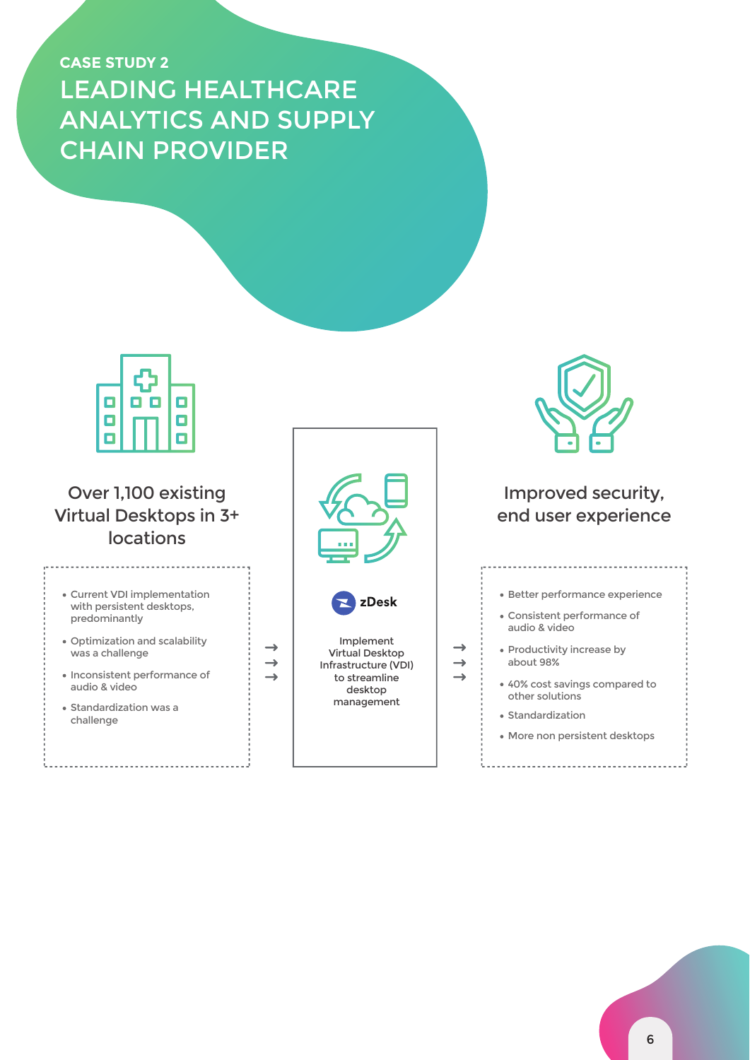**CASE STUDY 2**

# LEADING HEALTHCARE ANALYTICS AND SUPPLY CHAIN PROVIDER

## Over 1,100 existing Virtual Desktops in 3+ locations

- Current VDI implementation with persistent desktops, predominantly
- Optimization and scalability was a challenge
- Inconsistent performance of audio & video
- Standardization was a challenge

→ → →

**zDesk**

Implement Virtual Desktop Infrastructure (VDI) to streamline desktop management

→ → →

## Improved security, end user experience

- Better performance experience
- Consistent performance of audio & video
- Productivity increase by about 98%
- 40% cost savings compared to other solutions
- Standardization
- More non persistent desktops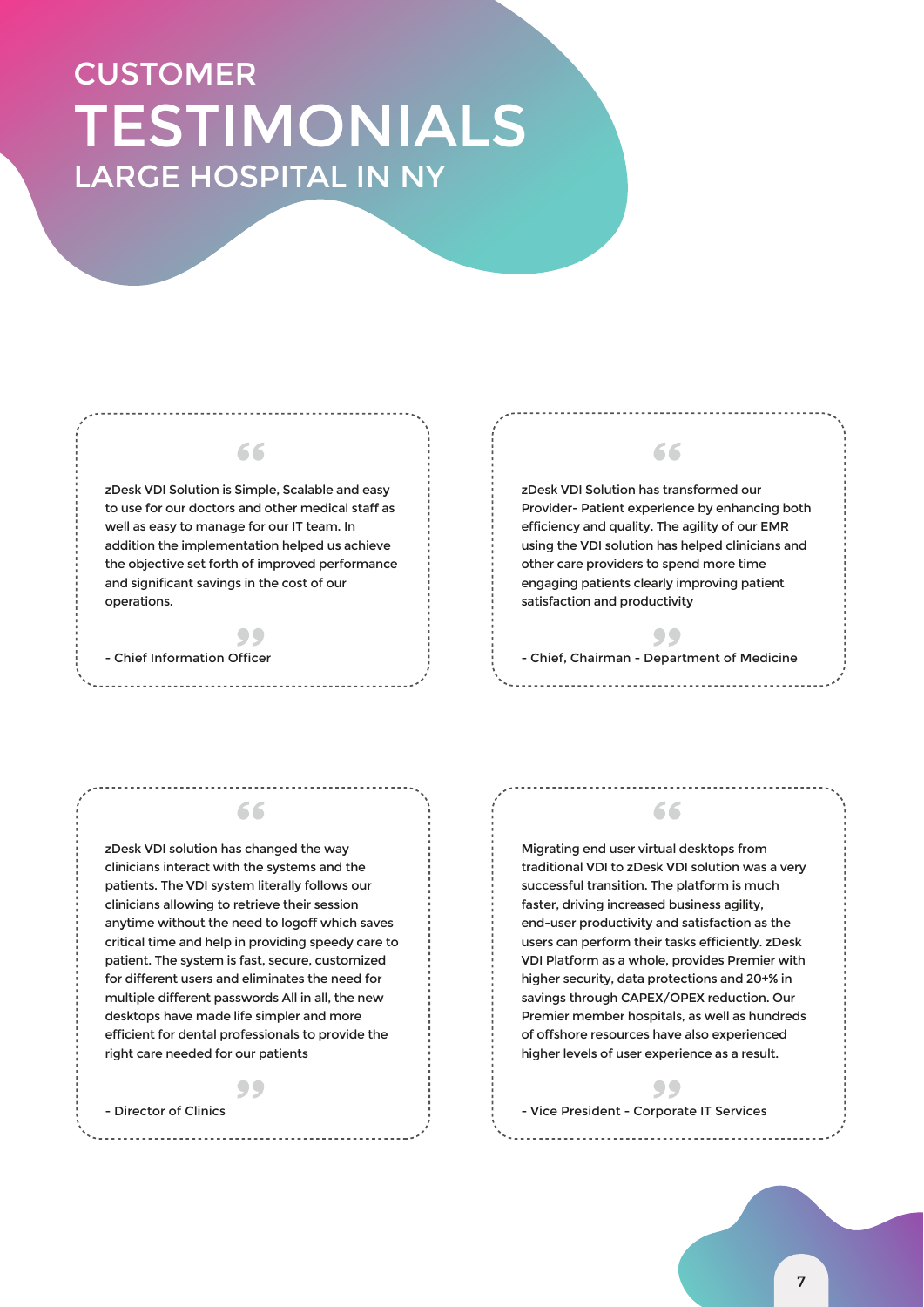# CUSTOMER TESTIMONIALS

## LARGE HOSPITAL IN NY

> zDesk VDI Solution is Simple, Scalable and easy to use for our doctors and other medical staff as well as easy to manage for our IT team. In addition the implementation helped us achieve the objective set forth of improved performance and significant savings in the cost of our operations.
>
> \- Chief Information Officer

> zDesk VDI Solution has transformed our Provider- Patient experience by enhancing both efficiency and quality. The agility of our EMR using the VDI solution has helped clinicians and other care providers to spend more time engaging patients clearly improving patient satisfaction and productivity
>
> \- Chief, Chairman - Department of Medicine

> zDesk VDI solution has changed the way clinicians interact with the systems and the patients. The VDI system literally follows our clinicians allowing to retrieve their session anytime without the need to logoff which saves critical time and help in providing speedy care to patient. The system is fast, secure, customized for different users and eliminates the need for multiple different passwords All in all, the new desktops have made life simpler and more efficient for dental professionals to provide the right care needed for our patients
>
> \- Director of Clinics

> Migrating end user virtual desktops from traditional VDI to zDesk VDI solution was a very successful transition. The platform is much faster, driving increased business agility, end-user productivity and satisfaction as the users can perform their tasks efficiently. zDesk VDI Platform as a whole, provides Premier with higher security, data protections and 20+% in savings through CAPEX/OPEX reduction. Our Premier member hospitals, as well as hundreds of offshore resources have also experienced higher levels of user experience as a result.
>
> \- Vice President - Corporate IT Services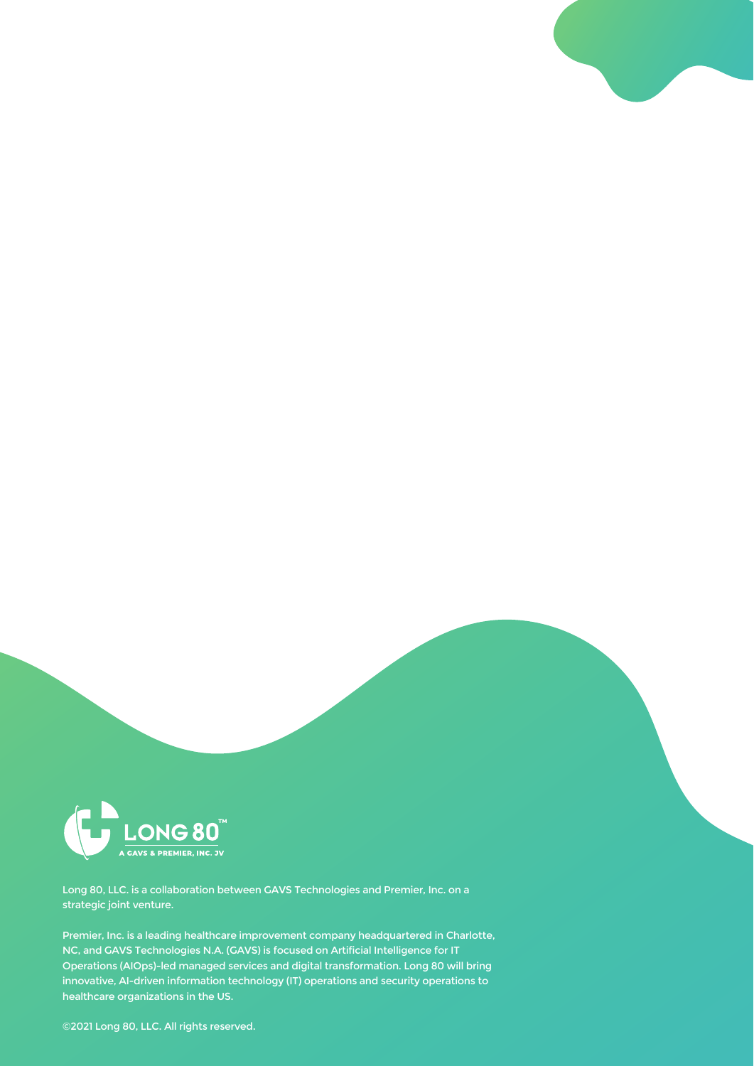LONG 80™

A GAVS & PREMIER, INC. JV

Long 80, LLC. is a collaboration between GAVS Technologies and Premier, Inc. on a strategic joint venture.

Premier, Inc. is a leading healthcare improvement company headquartered in Charlotte, NC, and GAVS Technologies N.A. (GAVS) is focused on Artificial Intelligence for IT Operations (AIOps)-led managed services and digital transformation. Long 80 will bring innovative, AI-driven information technology (IT) operations and security operations to healthcare organizations in the US.

©2021 Long 80, LLC. All rights reserved.